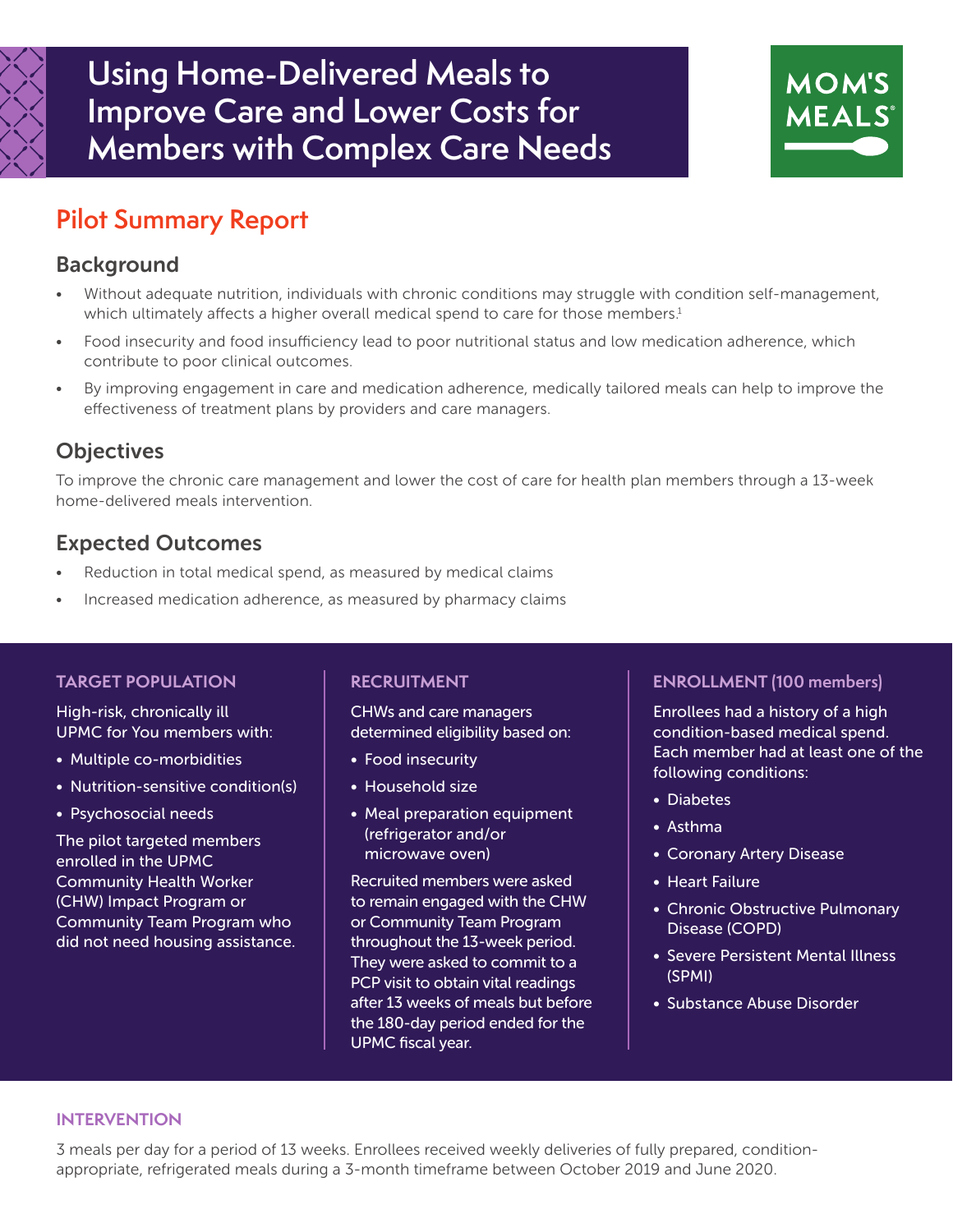# Using Home-Delivered Meals to Improve Care and Lower Costs for Members with Complex Care Needs

MOM'S MEALS®

## Pilot Summary Report

### Background

- Without adequate nutrition, individuals with chronic conditions may struggle with condition self-management, which ultimately affects a higher overall medical spend to care for those members.[1]
- Food insecurity and food insufficiency lead to poor nutritional status and low medication adherence, which contribute to poor clinical outcomes.
- By improving engagement in care and medication adherence, medically tailored meals can help to improve the effectiveness of treatment plans by providers and care managers.

### Objectives

To improve the chronic care management and lower the cost of care for health plan members through a 13-week home-delivered meals intervention.

### Expected Outcomes

- Reduction in total medical spend, as measured by medical claims
- Increased medication adherence, as measured by pharmacy claims

#### TARGET POPULATION

High-risk, chronically ill UPMC for You members with:

- Multiple co-morbidities
- Nutrition-sensitive condition(s)
- Psychosocial needs

The pilot targeted members enrolled in the UPMC Community Health Worker (CHW) Impact Program or Community Team Program who did not need housing assistance.

#### RECRUITMENT

CHWs and care managers determined eligibility based on:

- Food insecurity
- Household size
- Meal preparation equipment (refrigerator and/or microwave oven)

Recruited members were asked to remain engaged with the CHW or Community Team Program throughout the 13-week period. They were asked to commit to a PCP visit to obtain vital readings after 13 weeks of meals but before the 180-day period ended for the UPMC fiscal year.

#### ENROLLMENT (100 members)

Enrollees had a history of a high condition-based medical spend. Each member had at least one of the following conditions:

- Diabetes
- Asthma
- Coronary Artery Disease
- Heart Failure
- Chronic Obstructive Pulmonary Disease (COPD)
- Severe Persistent Mental Illness (SPMI)
- Substance Abuse Disorder

#### INTERVENTION

3 meals per day for a period of 13 weeks. Enrollees received weekly deliveries of fully prepared, condition-appropriate, refrigerated meals during a 3-month timeframe between October 2019 and June 2020.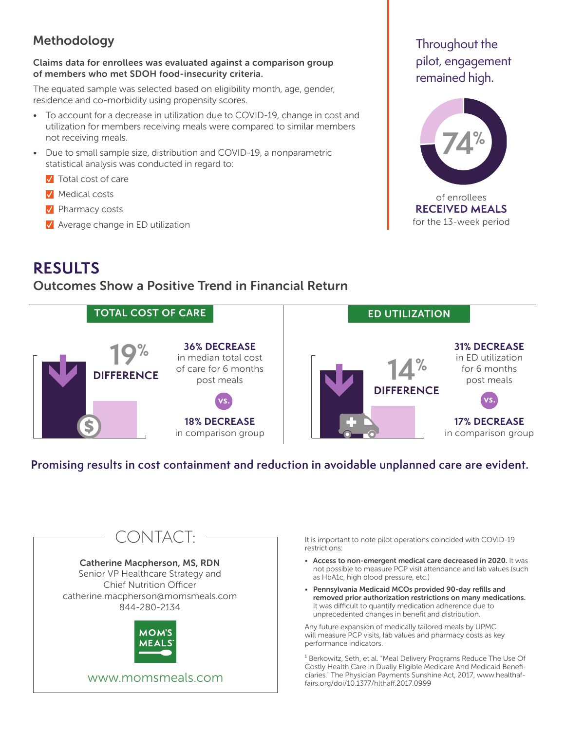## Methodology

**Claims data for enrollees was evaluated against a comparison group of members who met SDOH food-insecurity criteria.**

The equated sample was selected based on eligibility month, age, gender, residence and co-morbidity using propensity scores.

- To account for a decrease in utilization due to COVID-19, change in cost and utilization for members receiving meals were compared to similar members not receiving meals.
- Due to small sample size, distribution and COVID-19, a nonparametric statistical analysis was conducted in regard to:
  - Total cost of care
  - Medical costs
  - Pharmacy costs
  - Average change in ED utilization

Throughout the pilot, engagement remained high.

74%

of enrollees **RECEIVED MEALS** for the 13-week period

# RESULTS

## Outcomes Show a Positive Trend in Financial Return

### TOTAL COST OF CARE

19% **DIFFERENCE**

**36% DECREASE** in median total cost of care for 6 months post meals

vs.

**18% DECREASE** in comparison group

### ED UTILIZATION

14% **DIFFERENCE**

**31% DECREASE** in ED utilization for 6 months post meals

vs.

**17% DECREASE** in comparison group

**Promising results in cost containment and reduction in avoidable unplanned care are evident.**

## CONTACT:

**Catherine Macpherson, MS, RDN**
Senior VP Healthcare Strategy and Chief Nutrition Officer
catherine.macpherson@momsmeals.com
844-280-2134

MOM'S MEALS

www.momsmeals.com

It is important to note pilot operations coincided with COVID-19 restrictions:

- **Access to non-emergent medical care decreased in 2020.** It was not possible to measure PCP visit attendance and lab values (such as HbA1c, high blood pressure, etc.)
- **Pennsylvania Medicaid MCOs provided 90-day refills and removed prior authorization restrictions on many medications.** It was difficult to quantify medication adherence due to unprecedented changes in benefit and distribution.

Any future expansion of medically tailored meals by UPMC will measure PCP visits, lab values and pharmacy costs as key performance indicators.

[1] Berkowitz, Seth, et al. "Meal Delivery Programs Reduce The Use Of Costly Health Care In Dually Eligible Medicare And Medicaid Beneficiaries." The Physician Payments Sunshine Act, 2017, www.healthaffairs.org/doi/10.1377/hlthaff.2017.0999